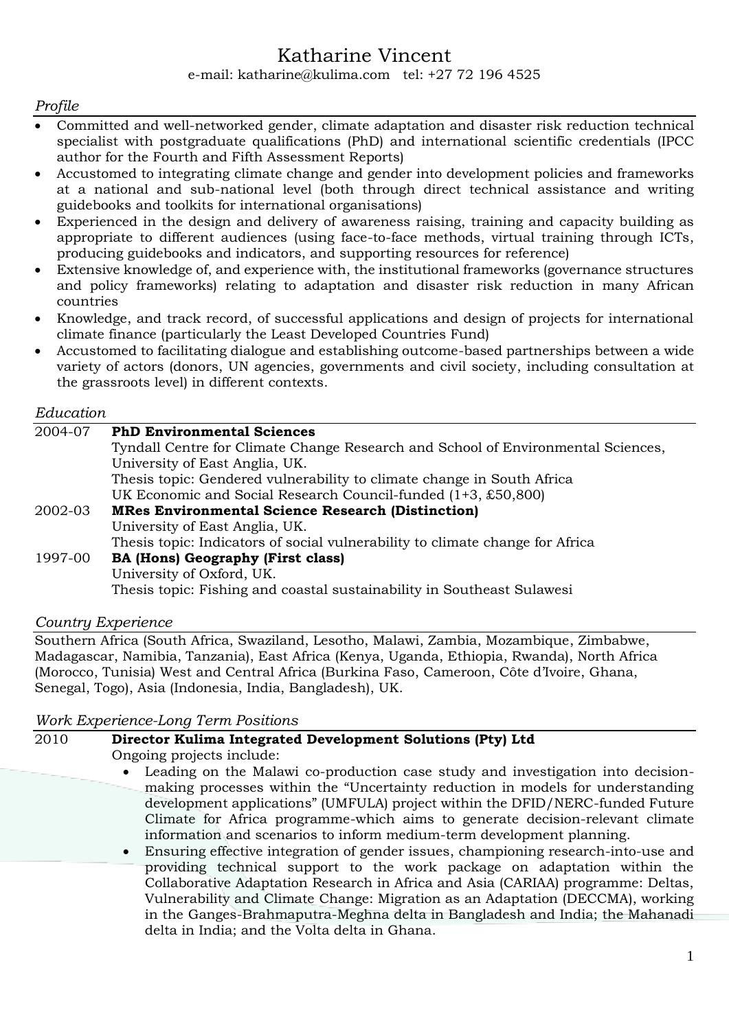# Katharine Vincent

e-mail: katharine@kulima.com tel: +27 72 196 4525

## *Profile*

- Committed and well-networked gender, climate adaptation and disaster risk reduction technical specialist with postgraduate qualifications (PhD) and international scientific credentials (IPCC author for the Fourth and Fifth Assessment Reports)
- Accustomed to integrating climate change and gender into development policies and frameworks at a national and sub-national level (both through direct technical assistance and writing guidebooks and toolkits for international organisations)
- Experienced in the design and delivery of awareness raising, training and capacity building as appropriate to different audiences (using face-to-face methods, virtual training through ICTs, producing guidebooks and indicators, and supporting resources for reference)
- Extensive knowledge of, and experience with, the institutional frameworks (governance structures and policy frameworks) relating to adaptation and disaster risk reduction in many African countries
- Knowledge, and track record, of successful applications and design of projects for international climate finance (particularly the Least Developed Countries Fund)
- Accustomed to facilitating dialogue and establishing outcome-based partnerships between a wide variety of actors (donors, UN agencies, governments and civil society, including consultation at the grassroots level) in different contexts.

## *Education*

2004-07 **PhD Environmental Sciences**
Tyndall Centre for Climate Change Research and School of Environmental Sciences, University of East Anglia, UK.
Thesis topic: Gendered vulnerability to climate change in South Africa
UK Economic and Social Research Council-funded (1+3, £50,800)

2002-03 **MRes Environmental Science Research (Distinction)**
University of East Anglia, UK.
Thesis topic: Indicators of social vulnerability to climate change for Africa

1997-00 **BA (Hons) Geography (First class)**
University of Oxford, UK.
Thesis topic: Fishing and coastal sustainability in Southeast Sulawesi

## *Country Experience*

Southern Africa (South Africa, Swaziland, Lesotho, Malawi, Zambia, Mozambique, Zimbabwe, Madagascar, Namibia, Tanzania), East Africa (Kenya, Uganda, Ethiopia, Rwanda), North Africa (Morocco, Tunisia) West and Central Africa (Burkina Faso, Cameroon, Côte d'Ivoire, Ghana, Senegal, Togo), Asia (Indonesia, India, Bangladesh), UK.

## *Work Experience-Long Term Positions*

2010 **Director Kulima Integrated Development Solutions (Pty) Ltd**
Ongoing projects include:

- Leading on the Malawi co-production case study and investigation into decision-making processes within the "Uncertainty reduction in models for understanding development applications" (UMFULA) project within the DFID/NERC-funded Future Climate for Africa programme-which aims to generate decision-relevant climate information and scenarios to inform medium-term development planning.
- Ensuring effective integration of gender issues, championing research-into-use and providing technical support to the work package on adaptation within the Collaborative Adaptation Research in Africa and Asia (CARIAA) programme: Deltas, Vulnerability and Climate Change: Migration as an Adaptation (DECCMA), working in the Ganges-Brahmaputra-Meghna delta in Bangladesh and India; the Mahanadi delta in India; and the Volta delta in Ghana.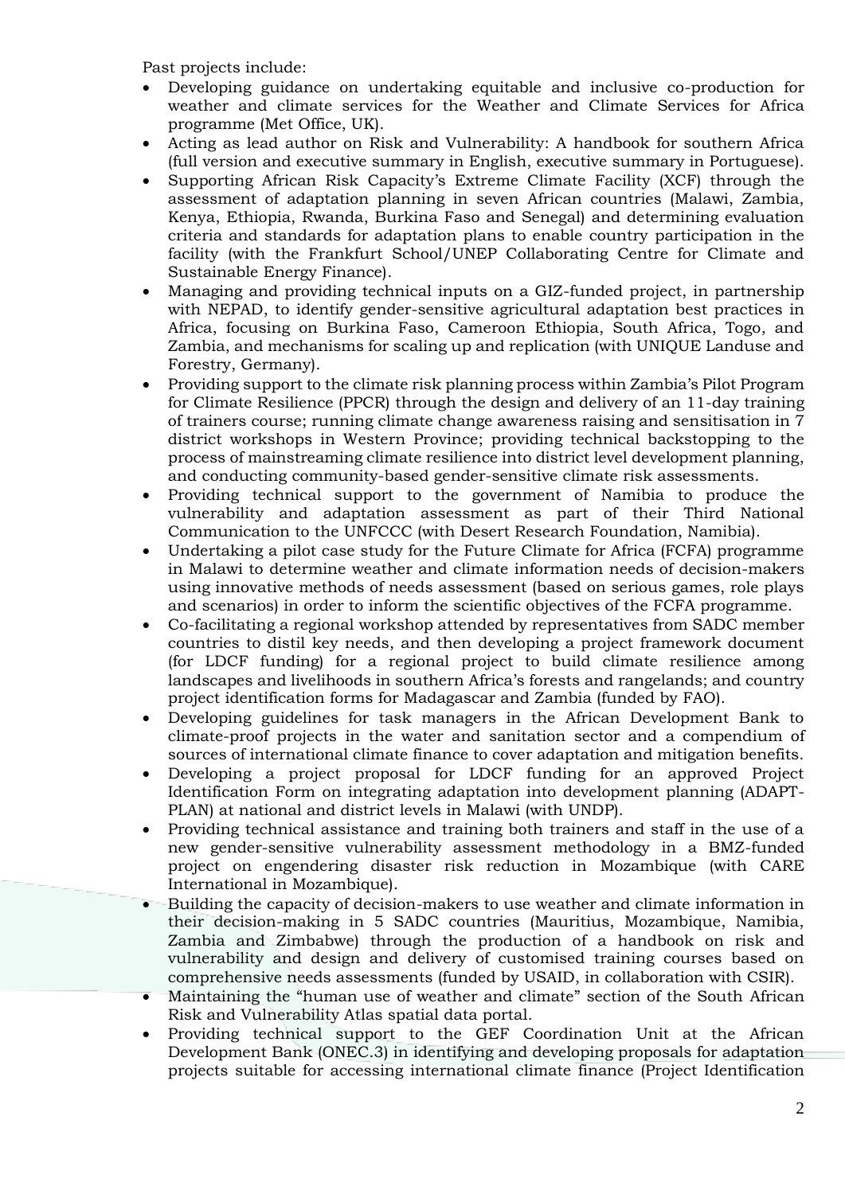Past projects include:

- Developing guidance on undertaking equitable and inclusive co-production for weather and climate services for the Weather and Climate Services for Africa programme (Met Office, UK).
- Acting as lead author on Risk and Vulnerability: A handbook for southern Africa (full version and executive summary in English, executive summary in Portuguese).
- Supporting African Risk Capacity's Extreme Climate Facility (XCF) through the assessment of adaptation planning in seven African countries (Malawi, Zambia, Kenya, Ethiopia, Rwanda, Burkina Faso and Senegal) and determining evaluation criteria and standards for adaptation plans to enable country participation in the facility (with the Frankfurt School/UNEP Collaborating Centre for Climate and Sustainable Energy Finance).
- Managing and providing technical inputs on a GIZ-funded project, in partnership with NEPAD, to identify gender-sensitive agricultural adaptation best practices in Africa, focusing on Burkina Faso, Cameroon Ethiopia, South Africa, Togo, and Zambia, and mechanisms for scaling up and replication (with UNIQUE Landuse and Forestry, Germany).
- Providing support to the climate risk planning process within Zambia's Pilot Program for Climate Resilience (PPCR) through the design and delivery of an 11-day training of trainers course; running climate change awareness raising and sensitisation in 7 district workshops in Western Province; providing technical backstopping to the process of mainstreaming climate resilience into district level development planning, and conducting community-based gender-sensitive climate risk assessments.
- Providing technical support to the government of Namibia to produce the vulnerability and adaptation assessment as part of their Third National Communication to the UNFCCC (with Desert Research Foundation, Namibia).
- Undertaking a pilot case study for the Future Climate for Africa (FCFA) programme in Malawi to determine weather and climate information needs of decision-makers using innovative methods of needs assessment (based on serious games, role plays and scenarios) in order to inform the scientific objectives of the FCFA programme.
- Co-facilitating a regional workshop attended by representatives from SADC member countries to distil key needs, and then developing a project framework document (for LDCF funding) for a regional project to build climate resilience among landscapes and livelihoods in southern Africa's forests and rangelands; and country project identification forms for Madagascar and Zambia (funded by FAO).
- Developing guidelines for task managers in the African Development Bank to climate-proof projects in the water and sanitation sector and a compendium of sources of international climate finance to cover adaptation and mitigation benefits.
- Developing a project proposal for LDCF funding for an approved Project Identification Form on integrating adaptation into development planning (ADAPT-PLAN) at national and district levels in Malawi (with UNDP).
- Providing technical assistance and training both trainers and staff in the use of a new gender-sensitive vulnerability assessment methodology in a BMZ-funded project on engendering disaster risk reduction in Mozambique (with CARE International in Mozambique).
- Building the capacity of decision-makers to use weather and climate information in their decision-making in 5 SADC countries (Mauritius, Mozambique, Namibia, Zambia and Zimbabwe) through the production of a handbook on risk and vulnerability and design and delivery of customised training courses based on comprehensive needs assessments (funded by USAID, in collaboration with CSIR).
- Maintaining the "human use of weather and climate" section of the South African Risk and Vulnerability Atlas spatial data portal.
- Providing technical support to the GEF Coordination Unit at the African Development Bank (ONEC.3) in identifying and developing proposals for adaptation projects suitable for accessing international climate finance (Project Identification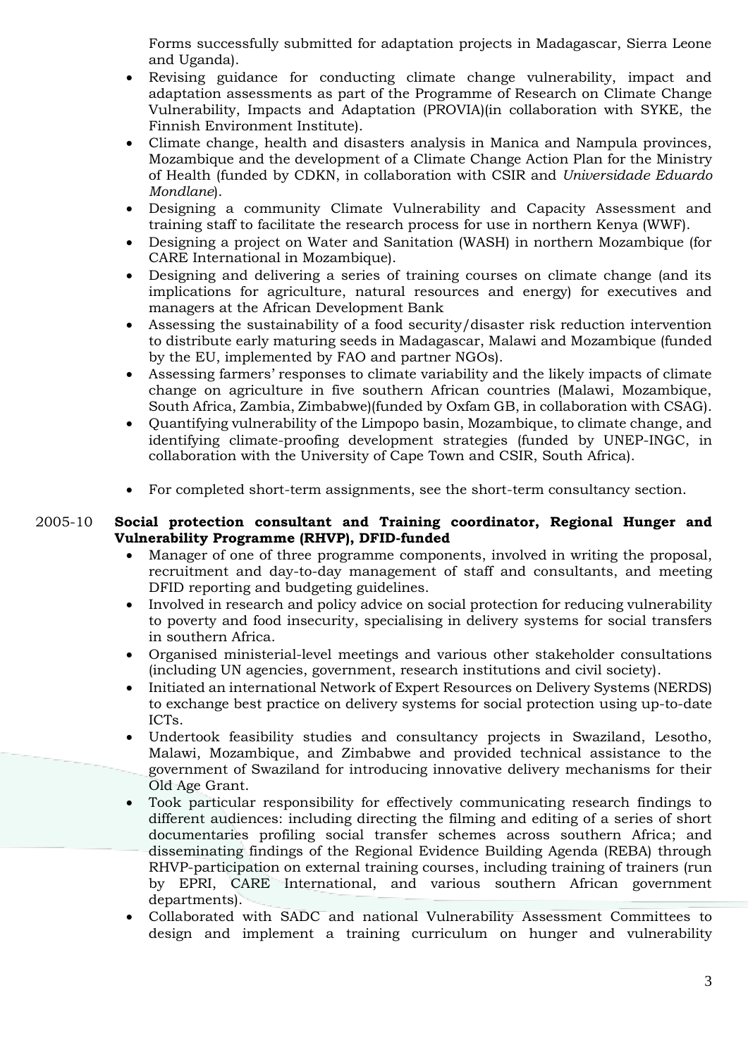Forms successfully submitted for adaptation projects in Madagascar, Sierra Leone and Uganda).

- Revising guidance for conducting climate change vulnerability, impact and adaptation assessments as part of the Programme of Research on Climate Change Vulnerability, Impacts and Adaptation (PROVIA)(in collaboration with SYKE, the Finnish Environment Institute).
- Climate change, health and disasters analysis in Manica and Nampula provinces, Mozambique and the development of a Climate Change Action Plan for the Ministry of Health (funded by CDKN, in collaboration with CSIR and *Universidade Eduardo Mondlane*).
- Designing a community Climate Vulnerability and Capacity Assessment and training staff to facilitate the research process for use in northern Kenya (WWF).
- Designing a project on Water and Sanitation (WASH) in northern Mozambique (for CARE International in Mozambique).
- Designing and delivering a series of training courses on climate change (and its implications for agriculture, natural resources and energy) for executives and managers at the African Development Bank
- Assessing the sustainability of a food security/disaster risk reduction intervention to distribute early maturing seeds in Madagascar, Malawi and Mozambique (funded by the EU, implemented by FAO and partner NGOs).
- Assessing farmers' responses to climate variability and the likely impacts of climate change on agriculture in five southern African countries (Malawi, Mozambique, South Africa, Zambia, Zimbabwe)(funded by Oxfam GB, in collaboration with CSAG).
- Quantifying vulnerability of the Limpopo basin, Mozambique, to climate change, and identifying climate-proofing development strategies (funded by UNEP-INGC, in collaboration with the University of Cape Town and CSIR, South Africa).
- For completed short-term assignments, see the short-term consultancy section.

2005-10 **Social protection consultant and Training coordinator, Regional Hunger and Vulnerability Programme (RHVP), DFID-funded**

- Manager of one of three programme components, involved in writing the proposal, recruitment and day-to-day management of staff and consultants, and meeting DFID reporting and budgeting guidelines.
- Involved in research and policy advice on social protection for reducing vulnerability to poverty and food insecurity, specialising in delivery systems for social transfers in southern Africa.
- Organised ministerial-level meetings and various other stakeholder consultations (including UN agencies, government, research institutions and civil society).
- Initiated an international Network of Expert Resources on Delivery Systems (NERDS) to exchange best practice on delivery systems for social protection using up-to-date ICTs.
- Undertook feasibility studies and consultancy projects in Swaziland, Lesotho, Malawi, Mozambique, and Zimbabwe and provided technical assistance to the government of Swaziland for introducing innovative delivery mechanisms for their Old Age Grant.
- Took particular responsibility for effectively communicating research findings to different audiences: including directing the filming and editing of a series of short documentaries profiling social transfer schemes across southern Africa; and disseminating findings of the Regional Evidence Building Agenda (REBA) through RHVP-participation on external training courses, including training of trainers (run by EPRI, CARE International, and various southern African government departments).
- Collaborated with SADC and national Vulnerability Assessment Committees to design and implement a training curriculum on hunger and vulnerability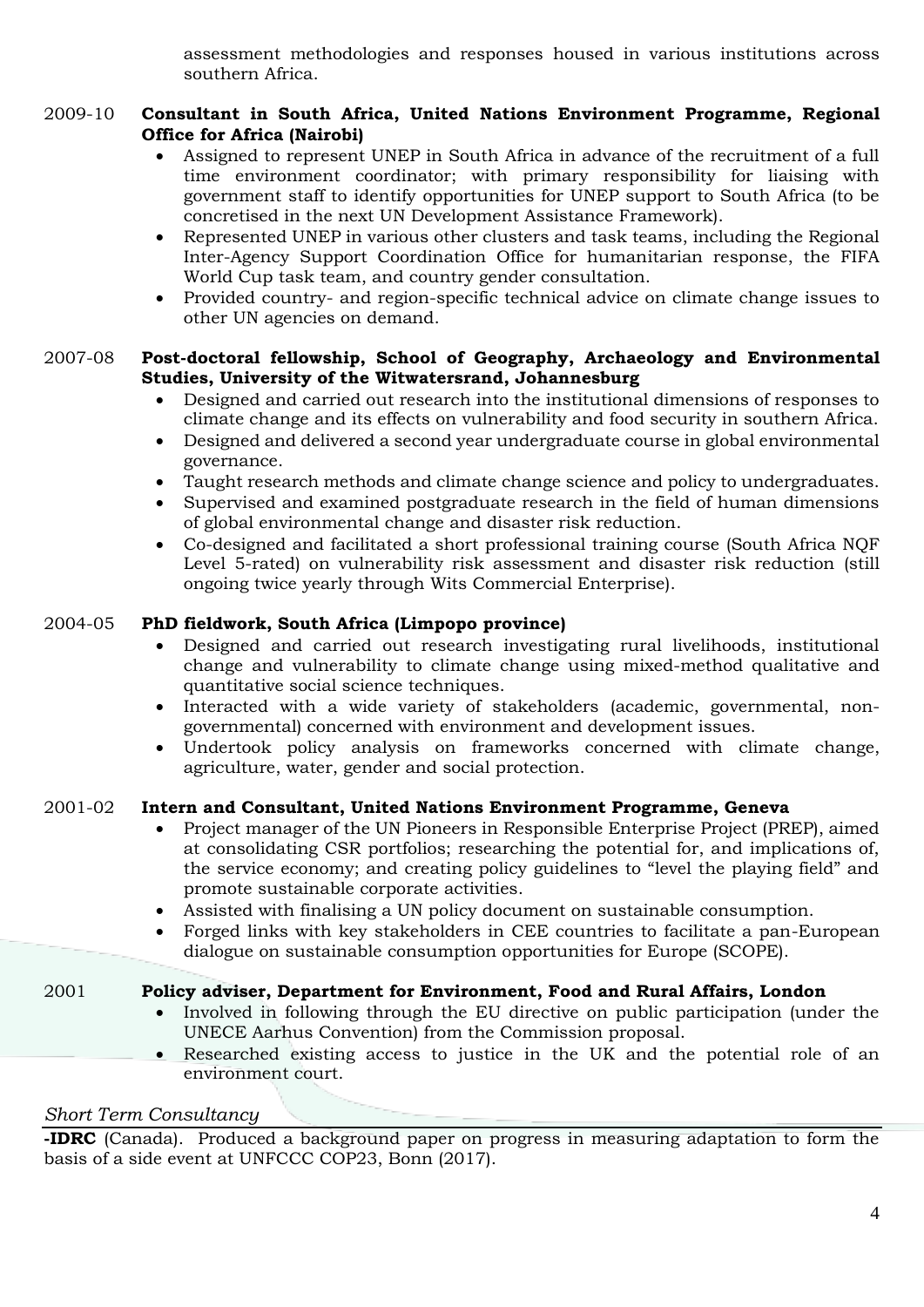assessment methodologies and responses housed in various institutions across southern Africa.

2009-10 **Consultant in South Africa, United Nations Environment Programme, Regional Office for Africa (Nairobi)**

- Assigned to represent UNEP in South Africa in advance of the recruitment of a full time environment coordinator; with primary responsibility for liaising with government staff to identify opportunities for UNEP support to South Africa (to be concretised in the next UN Development Assistance Framework).
- Represented UNEP in various other clusters and task teams, including the Regional Inter-Agency Support Coordination Office for humanitarian response, the FIFA World Cup task team, and country gender consultation.
- Provided country- and region-specific technical advice on climate change issues to other UN agencies on demand.

2007-08 **Post-doctoral fellowship, School of Geography, Archaeology and Environmental Studies, University of the Witwatersrand, Johannesburg**

- Designed and carried out research into the institutional dimensions of responses to climate change and its effects on vulnerability and food security in southern Africa.
- Designed and delivered a second year undergraduate course in global environmental governance.
- Taught research methods and climate change science and policy to undergraduates.
- Supervised and examined postgraduate research in the field of human dimensions of global environmental change and disaster risk reduction.
- Co-designed and facilitated a short professional training course (South Africa NQF Level 5-rated) on vulnerability risk assessment and disaster risk reduction (still ongoing twice yearly through Wits Commercial Enterprise).

2004-05 **PhD fieldwork, South Africa (Limpopo province)**

- Designed and carried out research investigating rural livelihoods, institutional change and vulnerability to climate change using mixed-method qualitative and quantitative social science techniques.
- Interacted with a wide variety of stakeholders (academic, governmental, non-governmental) concerned with environment and development issues.
- Undertook policy analysis on frameworks concerned with climate change, agriculture, water, gender and social protection.

2001-02 **Intern and Consultant, United Nations Environment Programme, Geneva**

- Project manager of the UN Pioneers in Responsible Enterprise Project (PREP), aimed at consolidating CSR portfolios; researching the potential for, and implications of, the service economy; and creating policy guidelines to "level the playing field" and promote sustainable corporate activities.
- Assisted with finalising a UN policy document on sustainable consumption.
- Forged links with key stakeholders in CEE countries to facilitate a pan-European dialogue on sustainable consumption opportunities for Europe (SCOPE).

2001 **Policy adviser, Department for Environment, Food and Rural Affairs, London**

- Involved in following through the EU directive on public participation (under the UNECE Aarhus Convention) from the Commission proposal.
- Researched existing access to justice in the UK and the potential role of an environment court.

*Short Term Consultancy*

**-IDRC** (Canada). Produced a background paper on progress in measuring adaptation to form the basis of a side event at UNFCCC COP23, Bonn (2017).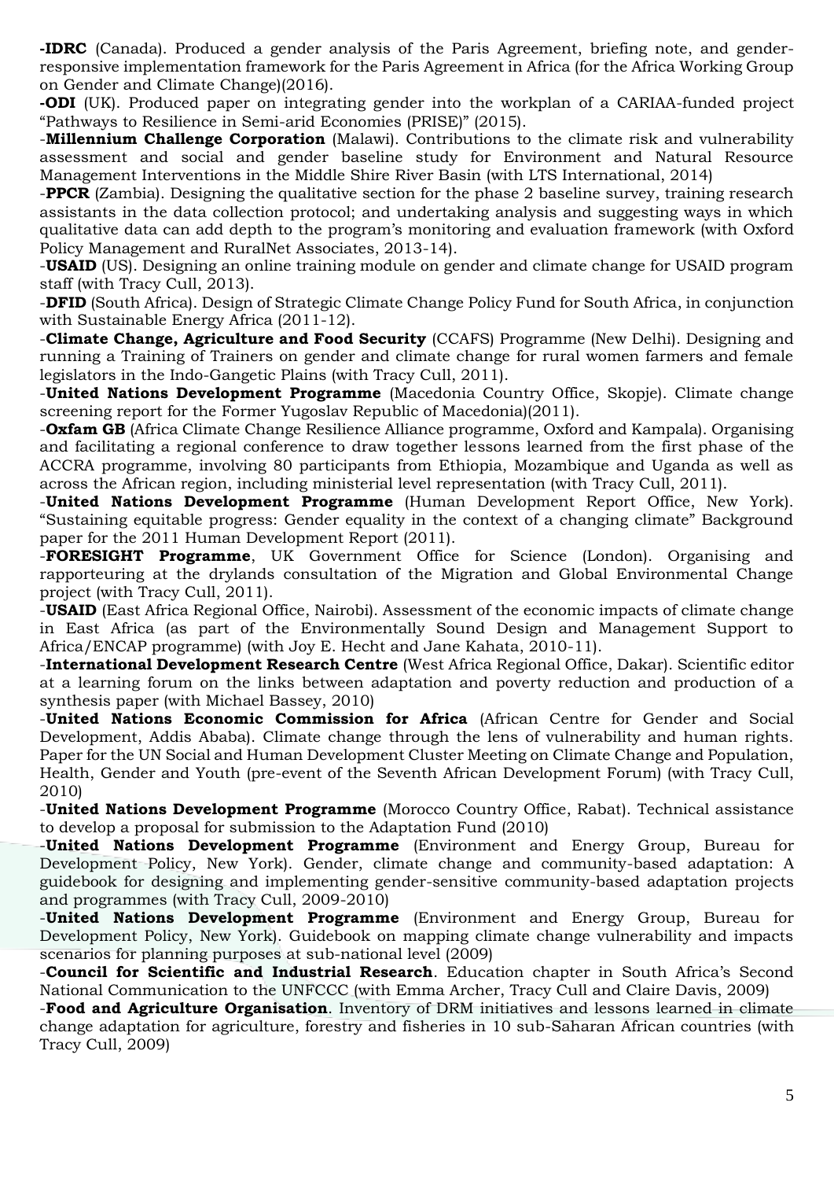**-IDRC** (Canada). Produced a gender analysis of the Paris Agreement, briefing note, and gender-responsive implementation framework for the Paris Agreement in Africa (for the Africa Working Group on Gender and Climate Change)(2016).

**-ODI** (UK). Produced paper on integrating gender into the workplan of a CARIAA-funded project "Pathways to Resilience in Semi-arid Economies (PRISE)" (2015).

-**Millennium Challenge Corporation** (Malawi). Contributions to the climate risk and vulnerability assessment and social and gender baseline study for Environment and Natural Resource Management Interventions in the Middle Shire River Basin (with LTS International, 2014)

-**PPCR** (Zambia). Designing the qualitative section for the phase 2 baseline survey, training research assistants in the data collection protocol; and undertaking analysis and suggesting ways in which qualitative data can add depth to the program's monitoring and evaluation framework (with Oxford Policy Management and RuralNet Associates, 2013-14).

-**USAID** (US). Designing an online training module on gender and climate change for USAID program staff (with Tracy Cull, 2013).

-**DFID** (South Africa). Design of Strategic Climate Change Policy Fund for South Africa, in conjunction with Sustainable Energy Africa (2011-12).

-**Climate Change, Agriculture and Food Security** (CCAFS) Programme (New Delhi). Designing and running a Training of Trainers on gender and climate change for rural women farmers and female legislators in the Indo-Gangetic Plains (with Tracy Cull, 2011).

-**United Nations Development Programme** (Macedonia Country Office, Skopje). Climate change screening report for the Former Yugoslav Republic of Macedonia)(2011).

-**Oxfam GB** (Africa Climate Change Resilience Alliance programme, Oxford and Kampala). Organising and facilitating a regional conference to draw together lessons learned from the first phase of the ACCRA programme, involving 80 participants from Ethiopia, Mozambique and Uganda as well as across the African region, including ministerial level representation (with Tracy Cull, 2011).

-**United Nations Development Programme** (Human Development Report Office, New York). "Sustaining equitable progress: Gender equality in the context of a changing climate" Background paper for the 2011 Human Development Report (2011).

-**FORESIGHT Programme**, UK Government Office for Science (London). Organising and rapporteuring at the drylands consultation of the Migration and Global Environmental Change project (with Tracy Cull, 2011).

-**USAID** (East Africa Regional Office, Nairobi). Assessment of the economic impacts of climate change in East Africa (as part of the Environmentally Sound Design and Management Support to Africa/ENCAP programme) (with Joy E. Hecht and Jane Kahata, 2010-11).

-**International Development Research Centre** (West Africa Regional Office, Dakar). Scientific editor at a learning forum on the links between adaptation and poverty reduction and production of a synthesis paper (with Michael Bassey, 2010)

-**United Nations Economic Commission for Africa** (African Centre for Gender and Social Development, Addis Ababa). Climate change through the lens of vulnerability and human rights. Paper for the UN Social and Human Development Cluster Meeting on Climate Change and Population, Health, Gender and Youth (pre-event of the Seventh African Development Forum) (with Tracy Cull, 2010)

-**United Nations Development Programme** (Morocco Country Office, Rabat). Technical assistance to develop a proposal for submission to the Adaptation Fund (2010)

-**United Nations Development Programme** (Environment and Energy Group, Bureau for Development Policy, New York). Gender, climate change and community-based adaptation: A guidebook for designing and implementing gender-sensitive community-based adaptation projects and programmes (with Tracy Cull, 2009-2010)

-**United Nations Development Programme** (Environment and Energy Group, Bureau for Development Policy, New York). Guidebook on mapping climate change vulnerability and impacts scenarios for planning purposes at sub-national level (2009)

-**Council for Scientific and Industrial Research**. Education chapter in South Africa's Second National Communication to the UNFCCC (with Emma Archer, Tracy Cull and Claire Davis, 2009)

-**Food and Agriculture Organisation**. Inventory of DRM initiatives and lessons learned in climate change adaptation for agriculture, forestry and fisheries in 10 sub-Saharan African countries (with Tracy Cull, 2009)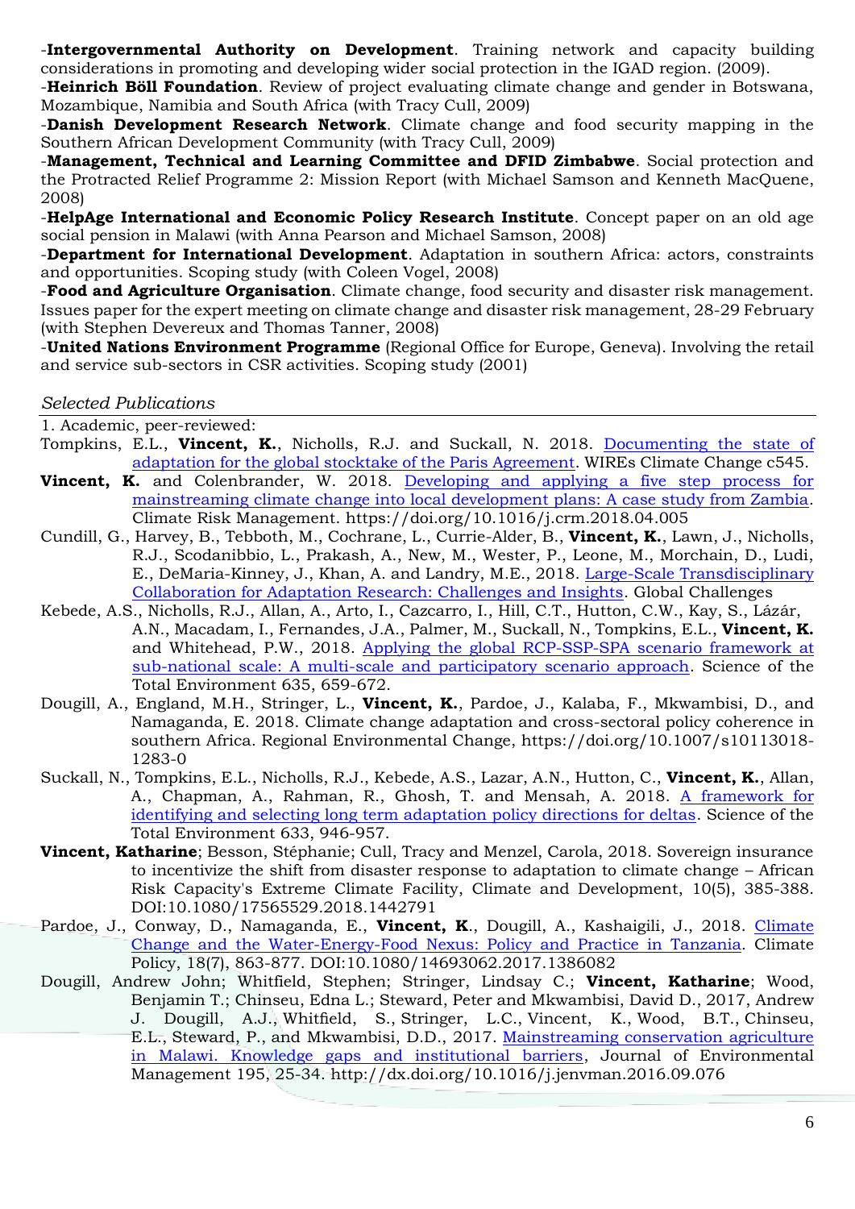-**Intergovernmental Authority on Development**. Training network and capacity building considerations in promoting and developing wider social protection in the IGAD region. (2009).

-**Heinrich Böll Foundation**. Review of project evaluating climate change and gender in Botswana, Mozambique, Namibia and South Africa (with Tracy Cull, 2009)

-**Danish Development Research Network**. Climate change and food security mapping in the Southern African Development Community (with Tracy Cull, 2009)

-**Management, Technical and Learning Committee and DFID Zimbabwe**. Social protection and the Protracted Relief Programme 2: Mission Report (with Michael Samson and Kenneth MacQuene, 2008)

-**HelpAge International and Economic Policy Research Institute**. Concept paper on an old age social pension in Malawi (with Anna Pearson and Michael Samson, 2008)

-**Department for International Development**. Adaptation in southern Africa: actors, constraints and opportunities. Scoping study (with Coleen Vogel, 2008)

-**Food and Agriculture Organisation**. Climate change, food security and disaster risk management. Issues paper for the expert meeting on climate change and disaster risk management, 28-29 February (with Stephen Devereux and Thomas Tanner, 2008)

-**United Nations Environment Programme** (Regional Office for Europe, Geneva). Involving the retail and service sub-sectors in CSR activities. Scoping study (2001)

*Selected Publications*

1. Academic, peer-reviewed:

Tompkins, E.L., **Vincent, K.**, Nicholls, R.J. and Suckall, N. 2018. Documenting the state of adaptation for the global stocktake of the Paris Agreement. WIREs Climate Change c545.

**Vincent, K.** and Colenbrander, W. 2018. Developing and applying a five step process for mainstreaming climate change into local development plans: A case study from Zambia. Climate Risk Management. https://doi.org/10.1016/j.crm.2018.04.005

Cundill, G., Harvey, B., Tebboth, M., Cochrane, L., Currie-Alder, B., **Vincent, K.**, Lawn, J., Nicholls, R.J., Scodanibbio, L., Prakash, A., New, M., Wester, P., Leone, M., Morchain, D., Ludi, E., DeMaria-Kinney, J., Khan, A. and Landry, M.E., 2018. Large-Scale Transdisciplinary Collaboration for Adaptation Research: Challenges and Insights. Global Challenges

Kebede, A.S., Nicholls, R.J., Allan, A., Arto, I., Cazcarro, I., Hill, C.T., Hutton, C.W., Kay, S., Lázár, A.N., Macadam, I., Fernandes, J.A., Palmer, M., Suckall, N., Tompkins, E.L., **Vincent, K.** and Whitehead, P.W., 2018. Applying the global RCP-SSP-SPA scenario framework at sub-national scale: A multi-scale and participatory scenario approach. Science of the Total Environment 635, 659-672.

Dougill, A., England, M.H., Stringer, L., **Vincent, K.**, Pardoe, J., Kalaba, F., Mkwambisi, D., and Namaganda, E. 2018. Climate change adaptation and cross-sectoral policy coherence in southern Africa. Regional Environmental Change, https://doi.org/10.1007/s10113018-1283-0

Suckall, N., Tompkins, E.L., Nicholls, R.J., Kebede, A.S., Lazar, A.N., Hutton, C., **Vincent, K.**, Allan, A., Chapman, A., Rahman, R., Ghosh, T. and Mensah, A. 2018. A framework for identifying and selecting long term adaptation policy directions for deltas. Science of the Total Environment 633, 946-957.

**Vincent, Katharine**; Besson, Stéphanie; Cull, Tracy and Menzel, Carola, 2018. Sovereign insurance to incentivize the shift from disaster response to adaptation to climate change – African Risk Capacity's Extreme Climate Facility, Climate and Development, 10(5), 385-388. DOI:10.1080/17565529.2018.1442791

Pardoe, J., Conway, D., Namaganda, E., **Vincent, K**., Dougill, A., Kashaigili, J., 2018. Climate Change and the Water-Energy-Food Nexus: Policy and Practice in Tanzania. Climate Policy, 18(7), 863-877. DOI:10.1080/14693062.2017.1386082

Dougill, Andrew John; Whitfield, Stephen; Stringer, Lindsay C.; **Vincent, Katharine**; Wood, Benjamin T.; Chinseu, Edna L.; Steward, Peter and Mkwambisi, David D., 2017, Andrew J. Dougill, A.J., Whitfield, S., Stringer, L.C., Vincent, K., Wood, B.T., Chinseu, E.L., Steward, P., and Mkwambisi, D.D., 2017. Mainstreaming conservation agriculture in Malawi. Knowledge gaps and institutional barriers, Journal of Environmental Management 195, 25-34. http://dx.doi.org/10.1016/j.jenvman.2016.09.076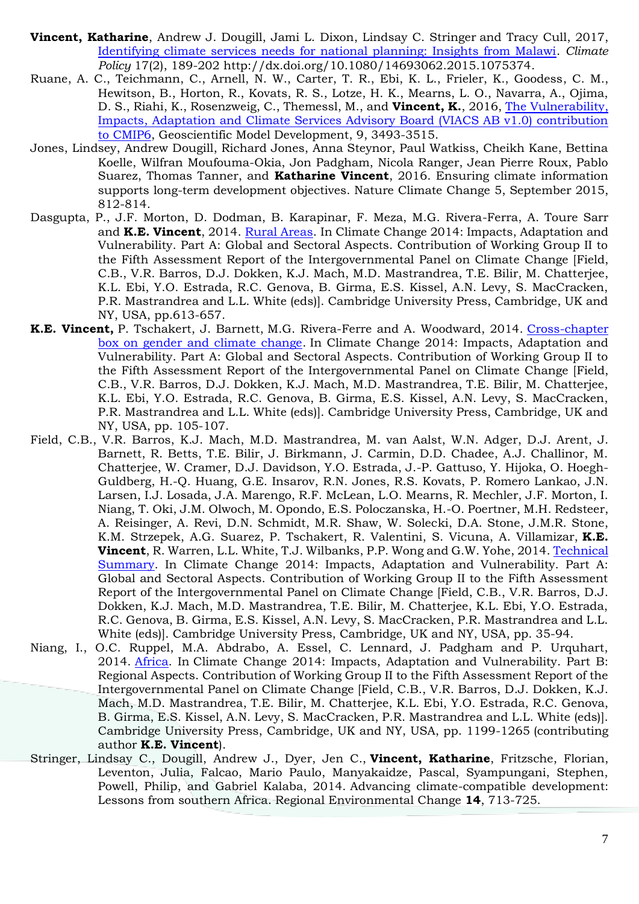**Vincent, Katharine**, Andrew J. Dougill, Jami L. Dixon, Lindsay C. Stringer and Tracy Cull, 2017, Identifying climate services needs for national planning: Insights from Malawi. *Climate Policy* 17(2), 189-202 http://dx.doi.org/10.1080/14693062.2015.1075374.

Ruane, A. C., Teichmann, C., Arnell, N. W., Carter, T. R., Ebi, K. L., Frieler, K., Goodess, C. M., Hewitson, B., Horton, R., Kovats, R. S., Lotze, H. K., Mearns, L. O., Navarra, A., Ojima, D. S., Riahi, K., Rosenzweig, C., Themessl, M., and **Vincent, K.**, 2016, The Vulnerability, Impacts, Adaptation and Climate Services Advisory Board (VIACS AB v1.0) contribution to CMIP6, Geoscientific Model Development, 9, 3493-3515.

Jones, Lindsey, Andrew Dougill, Richard Jones, Anna Steynor, Paul Watkiss, Cheikh Kane, Bettina Koelle, Wilfran Moufouma-Okia, Jon Padgham, Nicola Ranger, Jean Pierre Roux, Pablo Suarez, Thomas Tanner, and **Katharine Vincent**, 2016. Ensuring climate information supports long-term development objectives. Nature Climate Change 5, September 2015, 812-814.

Dasgupta, P., J.F. Morton, D. Dodman, B. Karapinar, F. Meza, M.G. Rivera-Ferra, A. Toure Sarr and **K.E. Vincent**, 2014. Rural Areas. In Climate Change 2014: Impacts, Adaptation and Vulnerability. Part A: Global and Sectoral Aspects. Contribution of Working Group II to the Fifth Assessment Report of the Intergovernmental Panel on Climate Change [Field, C.B., V.R. Barros, D.J. Dokken, K.J. Mach, M.D. Mastrandrea, T.E. Bilir, M. Chatterjee, K.L. Ebi, Y.O. Estrada, R.C. Genova, B. Girma, E.S. Kissel, A.N. Levy, S. MacCracken, P.R. Mastrandrea and L.L. White (eds)]. Cambridge University Press, Cambridge, UK and NY, USA, pp.613-657.

**K.E. Vincent,** P. Tschakert, J. Barnett, M.G. Rivera-Ferre and A. Woodward, 2014. Cross-chapter box on gender and climate change. In Climate Change 2014: Impacts, Adaptation and Vulnerability. Part A: Global and Sectoral Aspects. Contribution of Working Group II to the Fifth Assessment Report of the Intergovernmental Panel on Climate Change [Field, C.B., V.R. Barros, D.J. Dokken, K.J. Mach, M.D. Mastrandrea, T.E. Bilir, M. Chatterjee, K.L. Ebi, Y.O. Estrada, R.C. Genova, B. Girma, E.S. Kissel, A.N. Levy, S. MacCracken, P.R. Mastrandrea and L.L. White (eds)]. Cambridge University Press, Cambridge, UK and NY, USA, pp. 105-107.

Field, C.B., V.R. Barros, K.J. Mach, M.D. Mastrandrea, M. van Aalst, W.N. Adger, D.J. Arent, J. Barnett, R. Betts, T.E. Bilir, J. Birkmann, J. Carmin, D.D. Chadee, A.J. Challinor, M. Chatterjee, W. Cramer, D.J. Davidson, Y.O. Estrada, J.-P. Gattuso, Y. Hijoka, O. Hoegh-Guldberg, H.-Q. Huang, G.E. Insarov, R.N. Jones, R.S. Kovats, P. Romero Lankao, J.N. Larsen, I.J. Losada, J.A. Marengo, R.F. McLean, L.O. Mearns, R. Mechler, J.F. Morton, I. Niang, T. Oki, J.M. Olwoch, M. Opondo, E.S. Poloczanska, H.-O. Poertner, M.H. Redsteer, A. Reisinger, A. Revi, D.N. Schmidt, M.R. Shaw, W. Solecki, D.A. Stone, J.M.R. Stone, K.M. Strzepek, A.G. Suarez, P. Tschakert, R. Valentini, S. Vicuna, A. Villamizar, **K.E. Vincent**, R. Warren, L.L. White, T.J. Wilbanks, P.P. Wong and G.W. Yohe, 2014. Technical Summary. In Climate Change 2014: Impacts, Adaptation and Vulnerability. Part A: Global and Sectoral Aspects. Contribution of Working Group II to the Fifth Assessment Report of the Intergovernmental Panel on Climate Change [Field, C.B., V.R. Barros, D.J. Dokken, K.J. Mach, M.D. Mastrandrea, T.E. Bilir, M. Chatterjee, K.L. Ebi, Y.O. Estrada, R.C. Genova, B. Girma, E.S. Kissel, A.N. Levy, S. MacCracken, P.R. Mastrandrea and L.L. White (eds)]. Cambridge University Press, Cambridge, UK and NY, USA, pp. 35-94.

Niang, I., O.C. Ruppel, M.A. Abdrabo, A. Essel, C. Lennard, J. Padgham and P. Urquhart, 2014. Africa. In Climate Change 2014: Impacts, Adaptation and Vulnerability. Part B: Regional Aspects. Contribution of Working Group II to the Fifth Assessment Report of the Intergovernmental Panel on Climate Change [Field, C.B., V.R. Barros, D.J. Dokken, K.J. Mach, M.D. Mastrandrea, T.E. Bilir, M. Chatterjee, K.L. Ebi, Y.O. Estrada, R.C. Genova, B. Girma, E.S. Kissel, A.N. Levy, S. MacCracken, P.R. Mastrandrea and L.L. White (eds)]. Cambridge University Press, Cambridge, UK and NY, USA, pp. 1199-1265 (contributing author **K.E. Vincent**).

Stringer, Lindsay C., Dougill, Andrew J., Dyer, Jen C., **Vincent, Katharine**, Fritzsche, Florian, Leventon, Julia, Falcao, Mario Paulo, Manyakaidze, Pascal, Syampungani, Stephen, Powell, Philip, and Gabriel Kalaba, 2014. Advancing climate-compatible development: Lessons from southern Africa. Regional Environmental Change **14**, 713-725.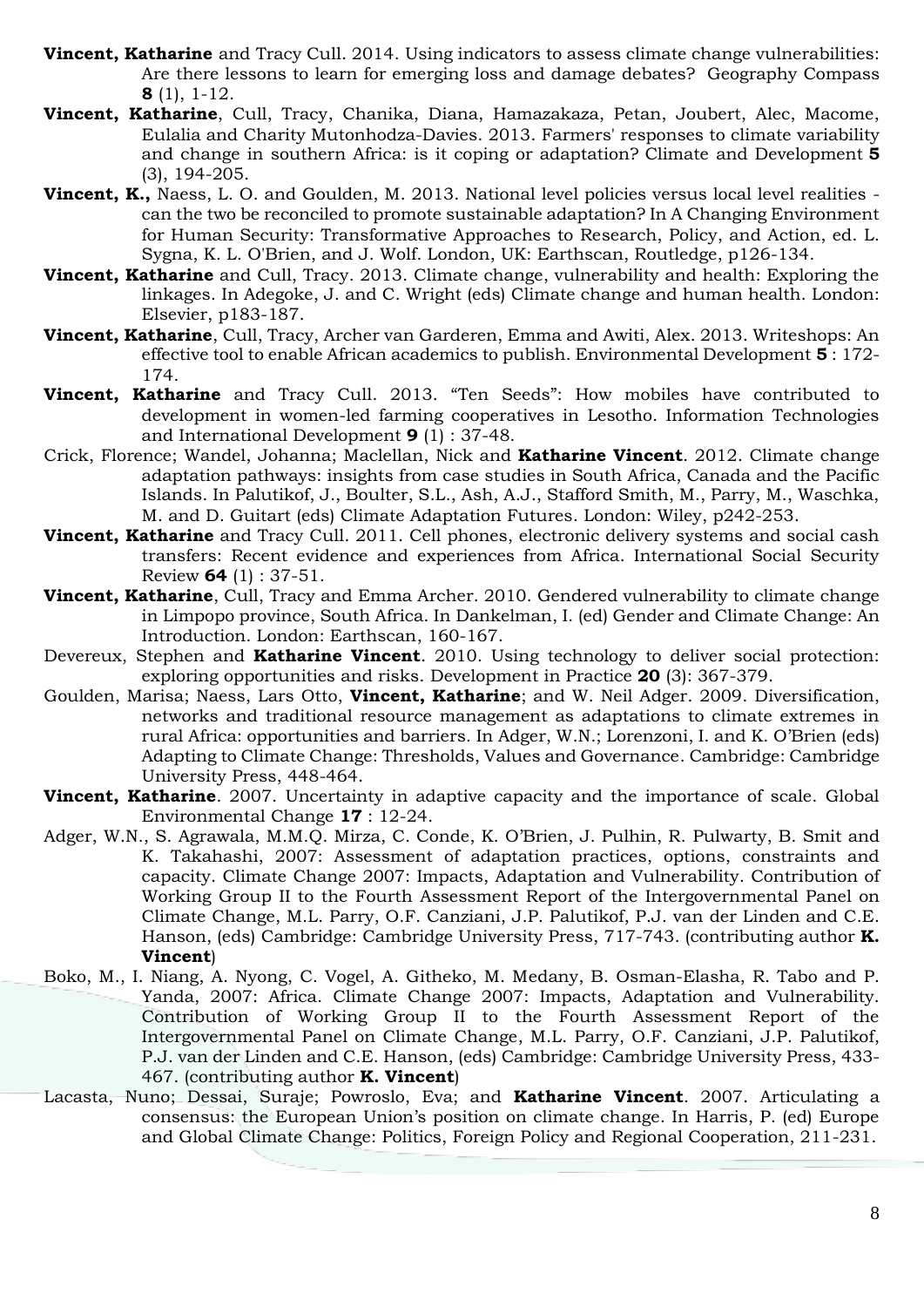**Vincent, Katharine** and Tracy Cull. 2014. Using indicators to assess climate change vulnerabilities: Are there lessons to learn for emerging loss and damage debates? Geography Compass **8** (1), 1-12.

**Vincent, Katharine**, Cull, Tracy, Chanika, Diana, Hamazakaza, Petan, Joubert, Alec, Macome, Eulalia and Charity Mutonhodza-Davies. 2013. Farmers' responses to climate variability and change in southern Africa: is it coping or adaptation? Climate and Development **5** (3), 194-205.

**Vincent, K.,** Naess, L. O. and Goulden, M. 2013. National level policies versus local level realities - can the two be reconciled to promote sustainable adaptation? In A Changing Environment for Human Security: Transformative Approaches to Research, Policy, and Action, ed. L. Sygna, K. L. O'Brien, and J. Wolf. London, UK: Earthscan, Routledge, p126-134.

**Vincent, Katharine** and Cull, Tracy. 2013. Climate change, vulnerability and health: Exploring the linkages. In Adegoke, J. and C. Wright (eds) Climate change and human health. London: Elsevier, p183-187.

**Vincent, Katharine**, Cull, Tracy, Archer van Garderen, Emma and Awiti, Alex. 2013. Writeshops: An effective tool to enable African academics to publish. Environmental Development **5** : 172-174.

**Vincent, Katharine** and Tracy Cull. 2013. "Ten Seeds": How mobiles have contributed to development in women-led farming cooperatives in Lesotho. Information Technologies and International Development **9** (1) : 37-48.

Crick, Florence; Wandel, Johanna; Maclellan, Nick and **Katharine Vincent**. 2012. Climate change adaptation pathways: insights from case studies in South Africa, Canada and the Pacific Islands. In Palutikof, J., Boulter, S.L., Ash, A.J., Stafford Smith, M., Parry, M., Waschka, M. and D. Guitart (eds) Climate Adaptation Futures. London: Wiley, p242-253.

**Vincent, Katharine** and Tracy Cull. 2011. Cell phones, electronic delivery systems and social cash transfers: Recent evidence and experiences from Africa. International Social Security Review **64** (1) : 37-51.

**Vincent, Katharine**, Cull, Tracy and Emma Archer. 2010. Gendered vulnerability to climate change in Limpopo province, South Africa. In Dankelman, I. (ed) Gender and Climate Change: An Introduction. London: Earthscan, 160-167.

Devereux, Stephen and **Katharine Vincent**. 2010. Using technology to deliver social protection: exploring opportunities and risks. Development in Practice **20** (3): 367-379.

Goulden, Marisa; Naess, Lars Otto, **Vincent, Katharine**; and W. Neil Adger. 2009. Diversification, networks and traditional resource management as adaptations to climate extremes in rural Africa: opportunities and barriers. In Adger, W.N.; Lorenzoni, I. and K. O'Brien (eds) Adapting to Climate Change: Thresholds, Values and Governance. Cambridge: Cambridge University Press, 448-464.

**Vincent, Katharine**. 2007. Uncertainty in adaptive capacity and the importance of scale. Global Environmental Change **17** : 12-24.

Adger, W.N., S. Agrawala, M.M.Q. Mirza, C. Conde, K. O'Brien, J. Pulhin, R. Pulwarty, B. Smit and K. Takahashi, 2007: Assessment of adaptation practices, options, constraints and capacity. Climate Change 2007: Impacts, Adaptation and Vulnerability. Contribution of Working Group II to the Fourth Assessment Report of the Intergovernmental Panel on Climate Change, M.L. Parry, O.F. Canziani, J.P. Palutikof, P.J. van der Linden and C.E. Hanson, (eds) Cambridge: Cambridge University Press, 717-743. (contributing author **K. Vincent**)

Boko, M., I. Niang, A. Nyong, C. Vogel, A. Githeko, M. Medany, B. Osman-Elasha, R. Tabo and P. Yanda, 2007: Africa. Climate Change 2007: Impacts, Adaptation and Vulnerability. Contribution of Working Group II to the Fourth Assessment Report of the Intergovernmental Panel on Climate Change, M.L. Parry, O.F. Canziani, J.P. Palutikof, P.J. van der Linden and C.E. Hanson, (eds) Cambridge: Cambridge University Press, 433-467. (contributing author **K. Vincent**)

Lacasta, Nuno; Dessai, Suraje; Powroslo, Eva; and **Katharine Vincent**. 2007. Articulating a consensus: the European Union's position on climate change. In Harris, P. (ed) Europe and Global Climate Change: Politics, Foreign Policy and Regional Cooperation, 211-231.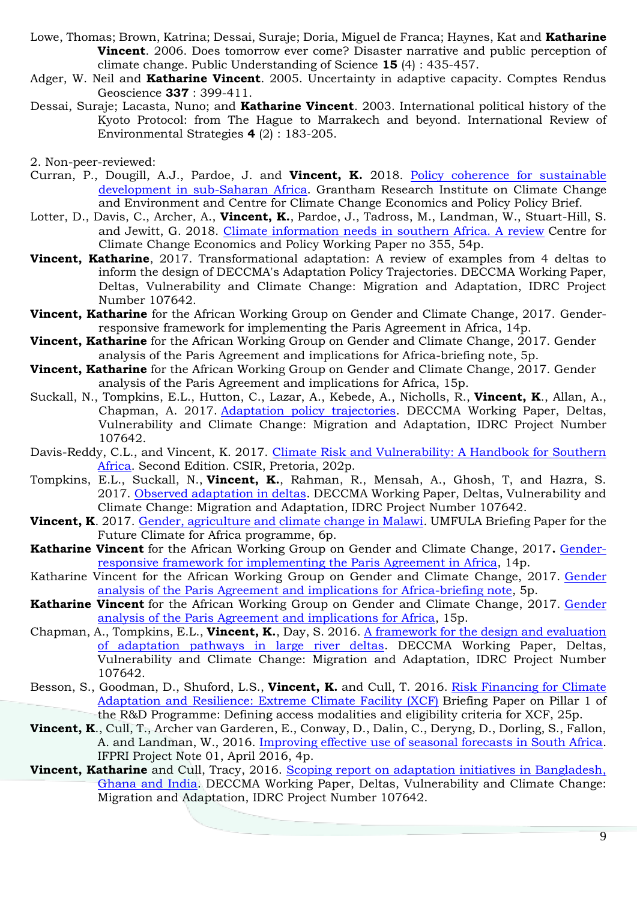Lowe, Thomas; Brown, Katrina; Dessai, Suraje; Doria, Miguel de Franca; Haynes, Kat and **Katharine Vincent**. 2006. Does tomorrow ever come? Disaster narrative and public perception of climate change. Public Understanding of Science **15** (4) : 435-457.

Adger, W. Neil and **Katharine Vincent**. 2005. Uncertainty in adaptive capacity. Comptes Rendus Geoscience **337** : 399-411.

Dessai, Suraje; Lacasta, Nuno; and **Katharine Vincent**. 2003. International political history of the Kyoto Protocol: from The Hague to Marrakech and beyond. International Review of Environmental Strategies **4** (2) : 183-205.

2. Non-peer-reviewed:

Curran, P., Dougill, A.J., Pardoe, J. and **Vincent, K.** 2018. Policy coherence for sustainable development in sub-Saharan Africa. Grantham Research Institute on Climate Change and Environment and Centre for Climate Change Economics and Policy Policy Brief.

Lotter, D., Davis, C., Archer, A., **Vincent, K.**, Pardoe, J., Tadross, M., Landman, W., Stuart-Hill, S. and Jewitt, G. 2018. Climate information needs in southern Africa. A review Centre for Climate Change Economics and Policy Working Paper no 355, 54p.

**Vincent, Katharine**, 2017. Transformational adaptation: A review of examples from 4 deltas to inform the design of DECCMA's Adaptation Policy Trajectories. DECCMA Working Paper, Deltas, Vulnerability and Climate Change: Migration and Adaptation, IDRC Project Number 107642.

**Vincent, Katharine** for the African Working Group on Gender and Climate Change, 2017. Gender-responsive framework for implementing the Paris Agreement in Africa, 14p.

**Vincent, Katharine** for the African Working Group on Gender and Climate Change, 2017. Gender analysis of the Paris Agreement and implications for Africa-briefing note, 5p.

**Vincent, Katharine** for the African Working Group on Gender and Climate Change, 2017. Gender analysis of the Paris Agreement and implications for Africa, 15p.

Suckall, N., Tompkins, E.L., Hutton, C., Lazar, A., Kebede, A., Nicholls, R., **Vincent, K**., Allan, A., Chapman, A. 2017. Adaptation policy trajectories. DECCMA Working Paper, Deltas, Vulnerability and Climate Change: Migration and Adaptation, IDRC Project Number 107642.

Davis-Reddy, C.L., and Vincent, K. 2017. Climate Risk and Vulnerability: A Handbook for Southern Africa. Second Edition. CSIR, Pretoria, 202p.

Tompkins, E.L., Suckall, N., **Vincent, K.**, Rahman, R., Mensah, A., Ghosh, T, and Hazra, S. 2017. Observed adaptation in deltas. DECCMA Working Paper, Deltas, Vulnerability and Climate Change: Migration and Adaptation, IDRC Project Number 107642.

**Vincent, K**. 2017. Gender, agriculture and climate change in Malawi. UMFULA Briefing Paper for the Future Climate for Africa programme, 6p.

**Katharine Vincent** for the African Working Group on Gender and Climate Change, 2017**.** Gender-responsive framework for implementing the Paris Agreement in Africa, 14p.

Katharine Vincent for the African Working Group on Gender and Climate Change, 2017. Gender analysis of the Paris Agreement and implications for Africa-briefing note, 5p.

**Katharine Vincent** for the African Working Group on Gender and Climate Change, 2017. Gender analysis of the Paris Agreement and implications for Africa, 15p.

Chapman, A., Tompkins, E.L., **Vincent, K.**, Day, S. 2016. A framework for the design and evaluation of adaptation pathways in large river deltas. DECCMA Working Paper, Deltas, Vulnerability and Climate Change: Migration and Adaptation, IDRC Project Number 107642.

Besson, S., Goodman, D., Shuford, L.S., **Vincent, K.** and Cull, T. 2016. Risk Financing for Climate Adaptation and Resilience: Extreme Climate Facility (XCF) Briefing Paper on Pillar 1 of the R&D Programme: Defining access modalities and eligibility criteria for XCF, 25p.

**Vincent, K**., Cull, T., Archer van Garderen, E., Conway, D., Dalin, C., Deryng, D., Dorling, S., Fallon, A. and Landman, W., 2016. Improving effective use of seasonal forecasts in South Africa. IFPRI Project Note 01, April 2016, 4p.

**Vincent, Katharine** and Cull, Tracy, 2016. Scoping report on adaptation initiatives in Bangladesh, Ghana and India. DECCMA Working Paper, Deltas, Vulnerability and Climate Change: Migration and Adaptation, IDRC Project Number 107642.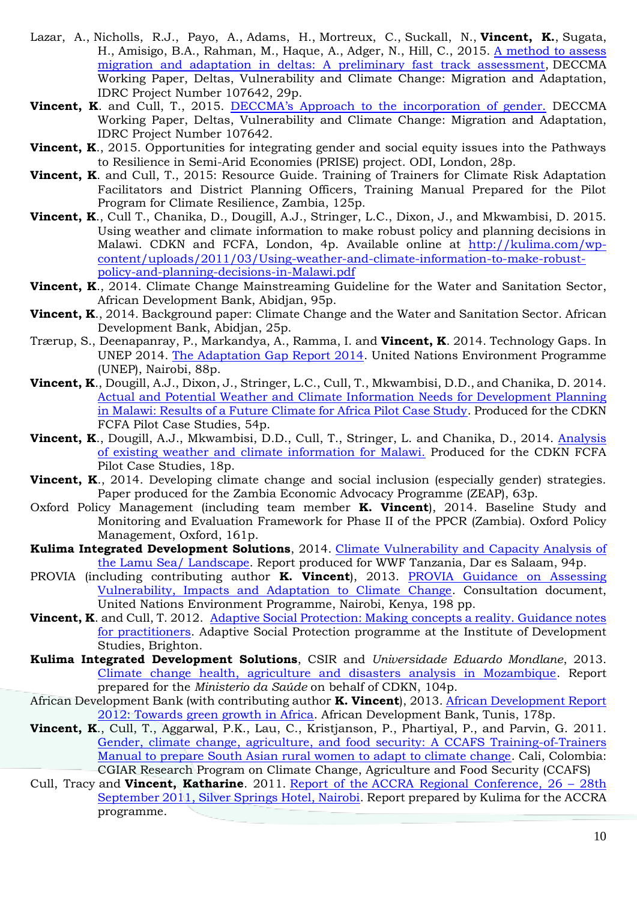Lazar, A., Nicholls, R.J., Payo, A., Adams, H., Mortreux, C., Suckall, N., **Vincent, K.**, Sugata, H., Amisigo, B.A., Rahman, M., Haque, A., Adger, N., Hill, C., 2015. [A method to assess migration and adaptation in deltas: A preliminary fast track assessment](), DECCMA Working Paper, Deltas, Vulnerability and Climate Change: Migration and Adaptation, IDRC Project Number 107642, 29p.

**Vincent, K**. and Cull, T., 2015. [DECCMA's Approach to the incorporation of gender.]() DECCMA Working Paper, Deltas, Vulnerability and Climate Change: Migration and Adaptation, IDRC Project Number 107642.

**Vincent, K**., 2015. Opportunities for integrating gender and social equity issues into the Pathways to Resilience in Semi-Arid Economies (PRISE) project. ODI, London, 28p.

**Vincent, K**. and Cull, T., 2015: Resource Guide. Training of Trainers for Climate Risk Adaptation Facilitators and District Planning Officers, Training Manual Prepared for the Pilot Program for Climate Resilience, Zambia, 125p.

**Vincent, K**., Cull T., Chanika, D., Dougill, A.J., Stringer, L.C., Dixon, J., and Mkwambisi, D. 2015. Using weather and climate information to make robust policy and planning decisions in Malawi. CDKN and FCFA, London, 4p. Available online at http://kulima.com/wp-content/uploads/2011/03/Using-weather-and-climate-information-to-make-robust-policy-and-planning-decisions-in-Malawi.pdf

**Vincent, K**., 2014. Climate Change Mainstreaming Guideline for the Water and Sanitation Sector, African Development Bank, Abidjan, 95p.

**Vincent, K**., 2014. Background paper: Climate Change and the Water and Sanitation Sector. African Development Bank, Abidjan, 25p.

Trærup, S., Deenapanray, P., Markandya, A., Ramma, I. and **Vincent, K**. 2014. Technology Gaps. In UNEP 2014. [The Adaptation Gap Report 2014](). United Nations Environment Programme (UNEP), Nairobi, 88p.

**Vincent, K**., Dougill, A.J., Dixon, J., Stringer, L.C., Cull, T., Mkwambisi, D.D., and Chanika, D. 2014. [Actual and Potential Weather and Climate Information Needs for Development Planning in Malawi: Results of a Future Climate for Africa Pilot Case Study](). Produced for the CDKN FCFA Pilot Case Studies, 54p.

**Vincent, K**., Dougill, A.J., Mkwambisi, D.D., Cull, T., Stringer, L. and Chanika, D., 2014. [Analysis of existing weather and climate information for Malawi.]() Produced for the CDKN FCFA Pilot Case Studies, 18p.

**Vincent, K**., 2014. Developing climate change and social inclusion (especially gender) strategies. Paper produced for the Zambia Economic Advocacy Programme (ZEAP), 63p.

Oxford Policy Management (including team member **K. Vincent**), 2014. Baseline Study and Monitoring and Evaluation Framework for Phase II of the PPCR (Zambia). Oxford Policy Management, Oxford, 161p.

**Kulima Integrated Development Solutions**, 2014. [Climate Vulnerability and Capacity Analysis of the Lamu Sea/ Landscape](). Report produced for WWF Tanzania, Dar es Salaam, 94p.

PROVIA (including contributing author **K. Vincent**), 2013. [PROVIA Guidance on Assessing Vulnerability, Impacts and Adaptation to Climate Change](). Consultation document, United Nations Environment Programme, Nairobi, Kenya, 198 pp.

**Vincent, K**. and Cull, T. 2012. [Adaptive Social Protection: Making concepts a reality. Guidance notes for practitioners](). Adaptive Social Protection programme at the Institute of Development Studies, Brighton.

**Kulima Integrated Development Solutions**, CSIR and *Universidade Eduardo Mondlane*, 2013. [Climate change health, agriculture and disasters analysis in Mozambique](). Report prepared for the *Ministerio da Saúde* on behalf of CDKN, 104p.

African Development Bank (with contributing author **K. Vincent**), 2013. [African Development Report 2012: Towards green growth in Africa](). African Development Bank, Tunis, 178p.

**Vincent, K**., Cull, T., Aggarwal, P.K., Lau, C., Kristjanson, P., Phartiyal, P., and Parvin, G. 2011. [Gender, climate change, agriculture, and food security: A CCAFS Training-of-Trainers Manual to prepare South Asian rural women to adapt to climate change](). Cali, Colombia: CGIAR Research Program on Climate Change, Agriculture and Food Security (CCAFS)

Cull, Tracy and **Vincent, Katharine**. 2011. [Report of the ACCRA Regional Conference, 26 – 28th September 2011, Silver Springs Hotel, Nairobi](). Report prepared by Kulima for the ACCRA programme.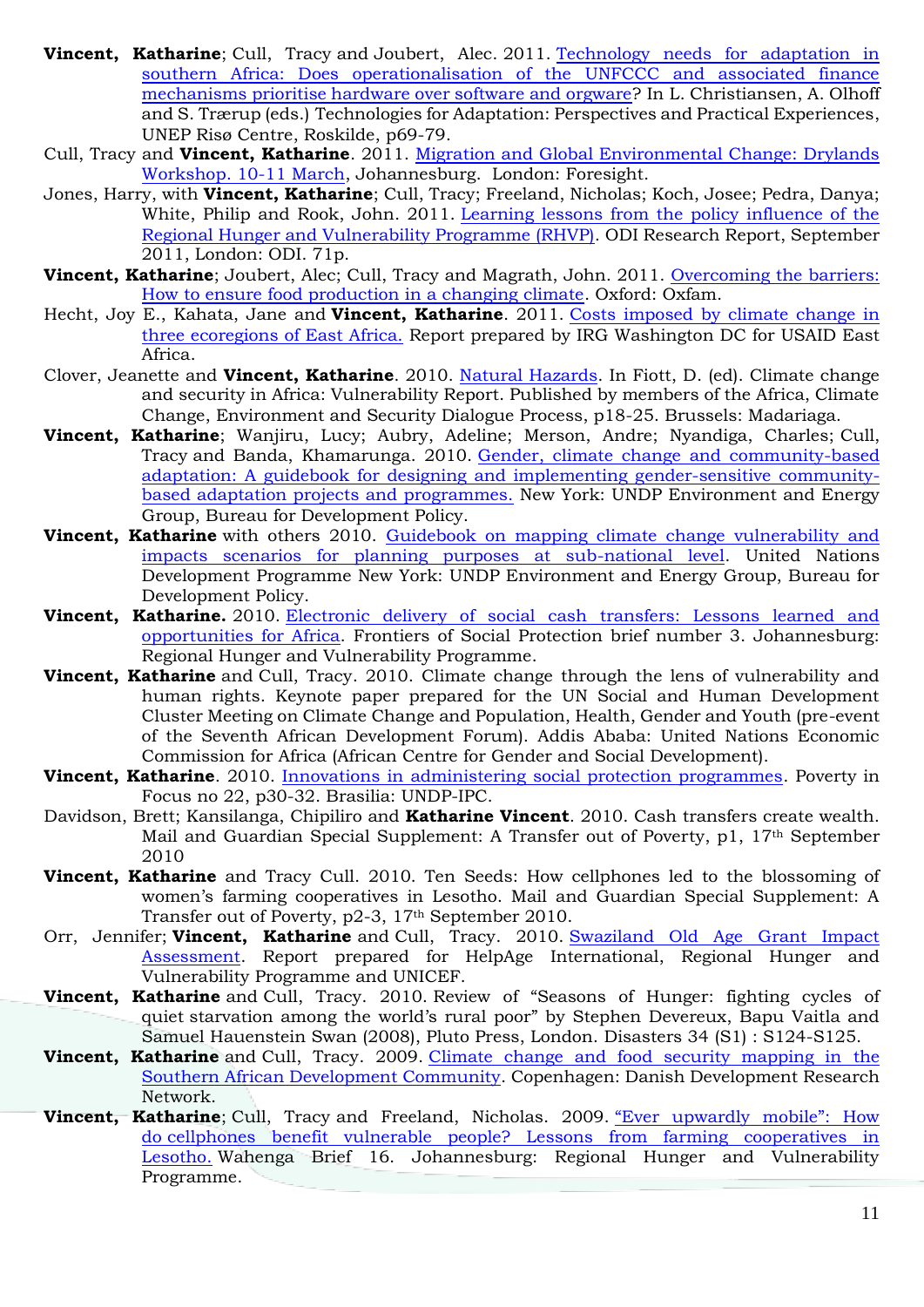**Vincent, Katharine**; Cull, Tracy and Joubert, Alec. 2011. Technology needs for adaptation in southern Africa: Does operationalisation of the UNFCCC and associated finance mechanisms prioritise hardware over software and orgware? In L. Christiansen, A. Olhoff and S. Trærup (eds.) Technologies for Adaptation: Perspectives and Practical Experiences, UNEP Risø Centre, Roskilde, p69-79.

Cull, Tracy and **Vincent, Katharine**. 2011. Migration and Global Environmental Change: Drylands Workshop. 10-11 March, Johannesburg. London: Foresight.

Jones, Harry, with **Vincent, Katharine**; Cull, Tracy; Freeland, Nicholas; Koch, Josee; Pedra, Danya; White, Philip and Rook, John. 2011. Learning lessons from the policy influence of the Regional Hunger and Vulnerability Programme (RHVP). ODI Research Report, September 2011, London: ODI. 71p.

**Vincent, Katharine**; Joubert, Alec; Cull, Tracy and Magrath, John. 2011. Overcoming the barriers: How to ensure food production in a changing climate. Oxford: Oxfam.

Hecht, Joy E., Kahata, Jane and **Vincent, Katharine**. 2011. Costs imposed by climate change in three ecoregions of East Africa. Report prepared by IRG Washington DC for USAID East Africa.

Clover, Jeanette and **Vincent, Katharine**. 2010. Natural Hazards. In Fiott, D. (ed). Climate change and security in Africa: Vulnerability Report. Published by members of the Africa, Climate Change, Environment and Security Dialogue Process, p18-25. Brussels: Madariaga.

**Vincent, Katharine**; Wanjiru, Lucy; Aubry, Adeline; Merson, Andre; Nyandiga, Charles; Cull, Tracy and Banda, Khamarunga. 2010. Gender, climate change and community-based adaptation: A guidebook for designing and implementing gender-sensitive community-based adaptation projects and programmes. New York: UNDP Environment and Energy Group, Bureau for Development Policy.

**Vincent, Katharine** with others 2010. Guidebook on mapping climate change vulnerability and impacts scenarios for planning purposes at sub-national level. United Nations Development Programme New York: UNDP Environment and Energy Group, Bureau for Development Policy.

**Vincent, Katharine.** 2010. Electronic delivery of social cash transfers: Lessons learned and opportunities for Africa. Frontiers of Social Protection brief number 3. Johannesburg: Regional Hunger and Vulnerability Programme.

**Vincent, Katharine** and Cull, Tracy. 2010. Climate change through the lens of vulnerability and human rights. Keynote paper prepared for the UN Social and Human Development Cluster Meeting on Climate Change and Population, Health, Gender and Youth (pre-event of the Seventh African Development Forum). Addis Ababa: United Nations Economic Commission for Africa (African Centre for Gender and Social Development).

**Vincent, Katharine**. 2010. Innovations in administering social protection programmes. Poverty in Focus no 22, p30-32. Brasilia: UNDP-IPC.

Davidson, Brett; Kansilanga, Chipiliro and **Katharine Vincent**. 2010. Cash transfers create wealth. Mail and Guardian Special Supplement: A Transfer out of Poverty, p1, 17th September 2010

**Vincent, Katharine** and Tracy Cull. 2010. Ten Seeds: How cellphones led to the blossoming of women's farming cooperatives in Lesotho. Mail and Guardian Special Supplement: A Transfer out of Poverty, p2-3, 17th September 2010.

Orr, Jennifer; **Vincent, Katharine** and Cull, Tracy. 2010. Swaziland Old Age Grant Impact Assessment. Report prepared for HelpAge International, Regional Hunger and Vulnerability Programme and UNICEF.

**Vincent, Katharine** and Cull, Tracy. 2010. Review of "Seasons of Hunger: fighting cycles of quiet starvation among the world's rural poor" by Stephen Devereux, Bapu Vaitla and Samuel Hauenstein Swan (2008), Pluto Press, London. Disasters 34 (S1) : S124-S125.

**Vincent, Katharine** and Cull, Tracy. 2009. Climate change and food security mapping in the Southern African Development Community. Copenhagen: Danish Development Research Network.

**Vincent, Katharine**; Cull, Tracy and Freeland, Nicholas. 2009. "Ever upwardly mobile": How do cellphones benefit vulnerable people? Lessons from farming cooperatives in Lesotho. Wahenga Brief 16. Johannesburg: Regional Hunger and Vulnerability Programme.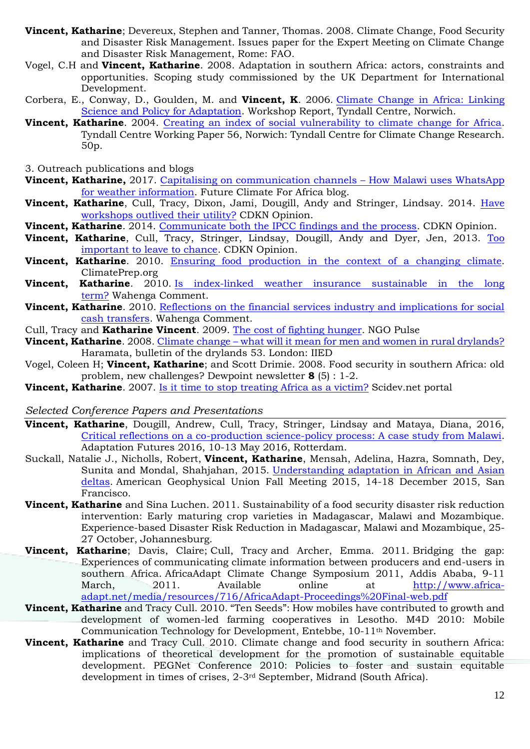**Vincent, Katharine**; Devereux, Stephen and Tanner, Thomas. 2008. Climate Change, Food Security and Disaster Risk Management. Issues paper for the Expert Meeting on Climate Change and Disaster Risk Management, Rome: FAO.

Vogel, C.H and **Vincent, Katharine**. 2008. Adaptation in southern Africa: actors, constraints and opportunities. Scoping study commissioned by the UK Department for International Development.

Corbera, E., Conway, D., Goulden, M. and **Vincent, K**. 2006. Climate Change in Africa: Linking Science and Policy for Adaptation. Workshop Report, Tyndall Centre, Norwich.

**Vincent, Katharine**. 2004. Creating an index of social vulnerability to climate change for Africa. Tyndall Centre Working Paper 56, Norwich: Tyndall Centre for Climate Change Research. 50p.

3. Outreach publications and blogs

**Vincent, Katharine,** 2017. Capitalising on communication channels – How Malawi uses WhatsApp for weather information. Future Climate For Africa blog.

**Vincent, Katharine**, Cull, Tracy, Dixon, Jami, Dougill, Andy and Stringer, Lindsay. 2014. Have workshops outlived their utility? CDKN Opinion.

**Vincent, Katharine**. 2014. Communicate both the IPCC findings and the process. CDKN Opinion.

**Vincent, Katharine**, Cull, Tracy, Stringer, Lindsay, Dougill, Andy and Dyer, Jen, 2013. Too important to leave to chance. CDKN Opinion.

**Vincent, Katharine**. 2010. Ensuring food production in the context of a changing climate. ClimatePrep.org

**Vincent, Katharine**. 2010. Is index-linked weather insurance sustainable in the long term? Wahenga Comment.

**Vincent, Katharine**. 2010. Reflections on the financial services industry and implications for social cash transfers. Wahenga Comment.

Cull, Tracy and **Katharine Vincent**. 2009. The cost of fighting hunger. NGO Pulse

**Vincent, Katharine**. 2008. Climate change – what will it mean for men and women in rural drylands? Haramata, bulletin of the drylands 53. London: IIED

Vogel, Coleen H; **Vincent, Katharine**; and Scott Drimie. 2008. Food security in southern Africa: old problem, new challenges? Dewpoint newsletter **8** (5) : 1-2.

**Vincent, Katharine**. 2007. Is it time to stop treating Africa as a victim? Scidev.net portal

*Selected Conference Papers and Presentations*

**Vincent, Katharine**, Dougill, Andrew, Cull, Tracy, Stringer, Lindsay and Mataya, Diana, 2016, Critical reflections on a co-production science-policy process: A case study from Malawi. Adaptation Futures 2016, 10-13 May 2016, Rotterdam.

Suckall, Natalie J., Nicholls, Robert, **Vincent, Katharine**, Mensah, Adelina, Hazra, Somnath, Dey, Sunita and Mondal, Shahjahan, 2015. Understanding adaptation in African and Asian deltas. American Geophysical Union Fall Meeting 2015, 14-18 December 2015, San Francisco.

**Vincent, Katharine** and Sina Luchen. 2011. Sustainability of a food security disaster risk reduction intervention: Early maturing crop varieties in Madagascar, Malawi and Mozambique. Experience-based Disaster Risk Reduction in Madagascar, Malawi and Mozambique, 25-27 October, Johannesburg.

**Vincent, Katharine**; Davis, Claire; Cull, Tracy and Archer, Emma. 2011. Bridging the gap: Experiences of communicating climate information between producers and end-users in southern Africa. AfricaAdapt Climate Change Symposium 2011, Addis Ababa, 9-11 March, 2011. Available online at http://www.africa-adapt.net/media/resources/716/AfricaAdapt-Proceedings%20Final-web.pdf

**Vincent, Katharine** and Tracy Cull. 2010. "Ten Seeds": How mobiles have contributed to growth and development of women-led farming cooperatives in Lesotho. M4D 2010: Mobile Communication Technology for Development, Entebbe, 10-11th November.

**Vincent, Katharine** and Tracy Cull. 2010. Climate change and food security in southern Africa: implications of theoretical development for the promotion of sustainable equitable development. PEGNet Conference 2010: Policies to foster and sustain equitable development in times of crises, 2-3rd September, Midrand (South Africa).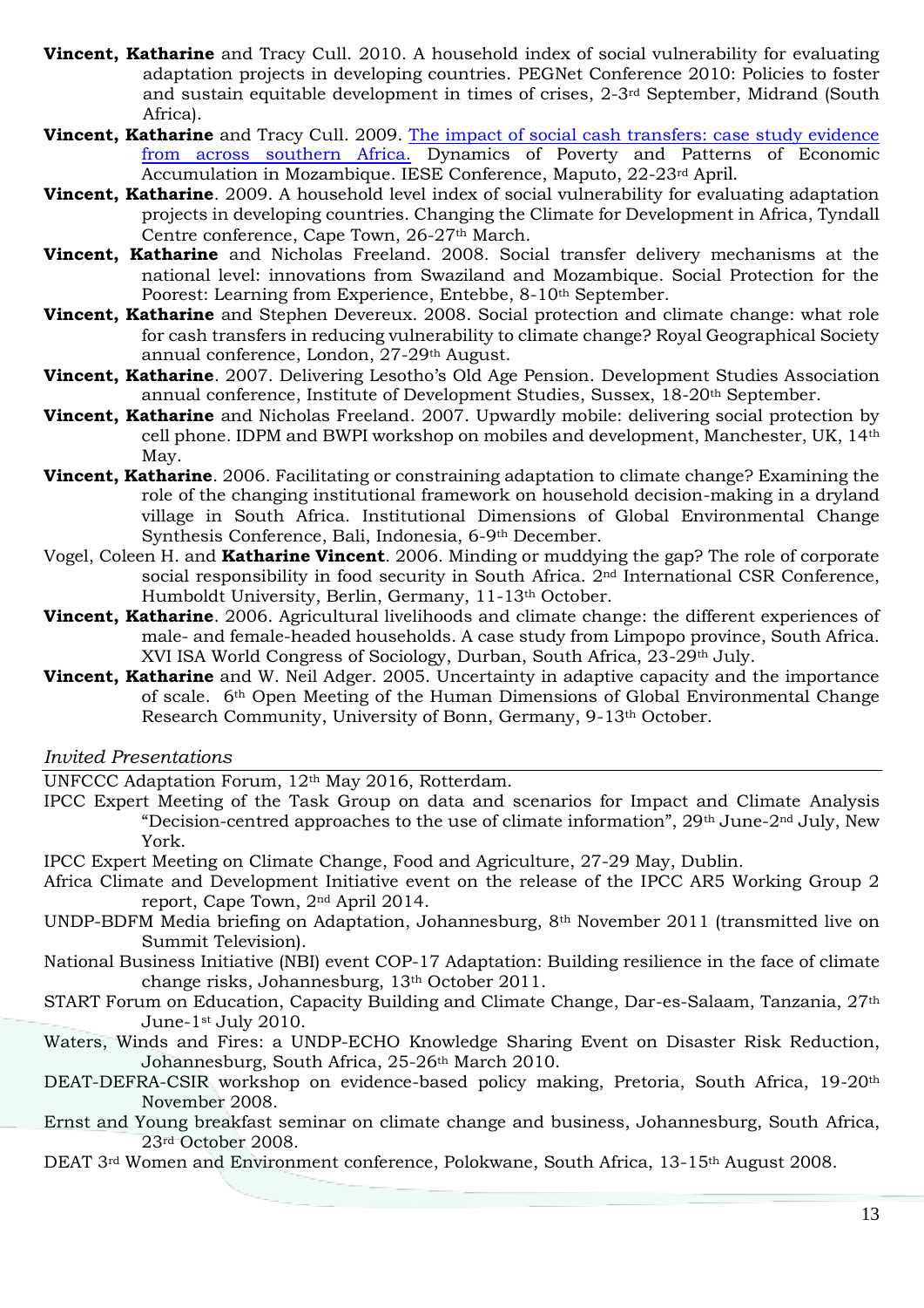**Vincent, Katharine** and Tracy Cull. 2010. A household index of social vulnerability for evaluating adaptation projects in developing countries. PEGNet Conference 2010: Policies to foster and sustain equitable development in times of crises, 2-3rd September, Midrand (South Africa).

**Vincent, Katharine** and Tracy Cull. 2009. [The impact of social cash transfers: case study evidence from across southern Africa.]() Dynamics of Poverty and Patterns of Economic Accumulation in Mozambique. IESE Conference, Maputo, 22-23rd April.

**Vincent, Katharine**. 2009. A household level index of social vulnerability for evaluating adaptation projects in developing countries. Changing the Climate for Development in Africa, Tyndall Centre conference, Cape Town, 26-27th March.

**Vincent, Katharine** and Nicholas Freeland. 2008. Social transfer delivery mechanisms at the national level: innovations from Swaziland and Mozambique. Social Protection for the Poorest: Learning from Experience, Entebbe, 8-10th September.

**Vincent, Katharine** and Stephen Devereux. 2008. Social protection and climate change: what role for cash transfers in reducing vulnerability to climate change? Royal Geographical Society annual conference, London, 27-29th August.

**Vincent, Katharine**. 2007. Delivering Lesotho's Old Age Pension. Development Studies Association annual conference, Institute of Development Studies, Sussex, 18-20th September.

**Vincent, Katharine** and Nicholas Freeland. 2007. Upwardly mobile: delivering social protection by cell phone. IDPM and BWPI workshop on mobiles and development, Manchester, UK, 14th May.

**Vincent, Katharine**. 2006. Facilitating or constraining adaptation to climate change? Examining the role of the changing institutional framework on household decision-making in a dryland village in South Africa. Institutional Dimensions of Global Environmental Change Synthesis Conference, Bali, Indonesia, 6-9th December.

Vogel, Coleen H. and **Katharine Vincent**. 2006. Minding or muddying the gap? The role of corporate social responsibility in food security in South Africa. 2nd International CSR Conference, Humboldt University, Berlin, Germany, 11-13th October.

**Vincent, Katharine**. 2006. Agricultural livelihoods and climate change: the different experiences of male- and female-headed households. A case study from Limpopo province, South Africa. XVI ISA World Congress of Sociology, Durban, South Africa, 23-29th July.

**Vincent, Katharine** and W. Neil Adger. 2005. Uncertainty in adaptive capacity and the importance of scale. 6th Open Meeting of the Human Dimensions of Global Environmental Change Research Community, University of Bonn, Germany, 9-13th October.

*Invited Presentations*

UNFCCC Adaptation Forum, 12th May 2016, Rotterdam.

IPCC Expert Meeting of the Task Group on data and scenarios for Impact and Climate Analysis "Decision-centred approaches to the use of climate information", 29th June-2nd July, New York.

IPCC Expert Meeting on Climate Change, Food and Agriculture, 27-29 May, Dublin.

Africa Climate and Development Initiative event on the release of the IPCC AR5 Working Group 2 report, Cape Town, 2nd April 2014.

UNDP-BDFM Media briefing on Adaptation, Johannesburg, 8th November 2011 (transmitted live on Summit Television).

National Business Initiative (NBI) event COP-17 Adaptation: Building resilience in the face of climate change risks, Johannesburg, 13th October 2011.

START Forum on Education, Capacity Building and Climate Change, Dar-es-Salaam, Tanzania, 27th June-1st July 2010.

Waters, Winds and Fires: a UNDP-ECHO Knowledge Sharing Event on Disaster Risk Reduction, Johannesburg, South Africa, 25-26th March 2010.

DEAT-DEFRA-CSIR workshop on evidence-based policy making, Pretoria, South Africa, 19-20th November 2008.

Ernst and Young breakfast seminar on climate change and business, Johannesburg, South Africa, 23rd October 2008.

DEAT 3rd Women and Environment conference, Polokwane, South Africa, 13-15th August 2008.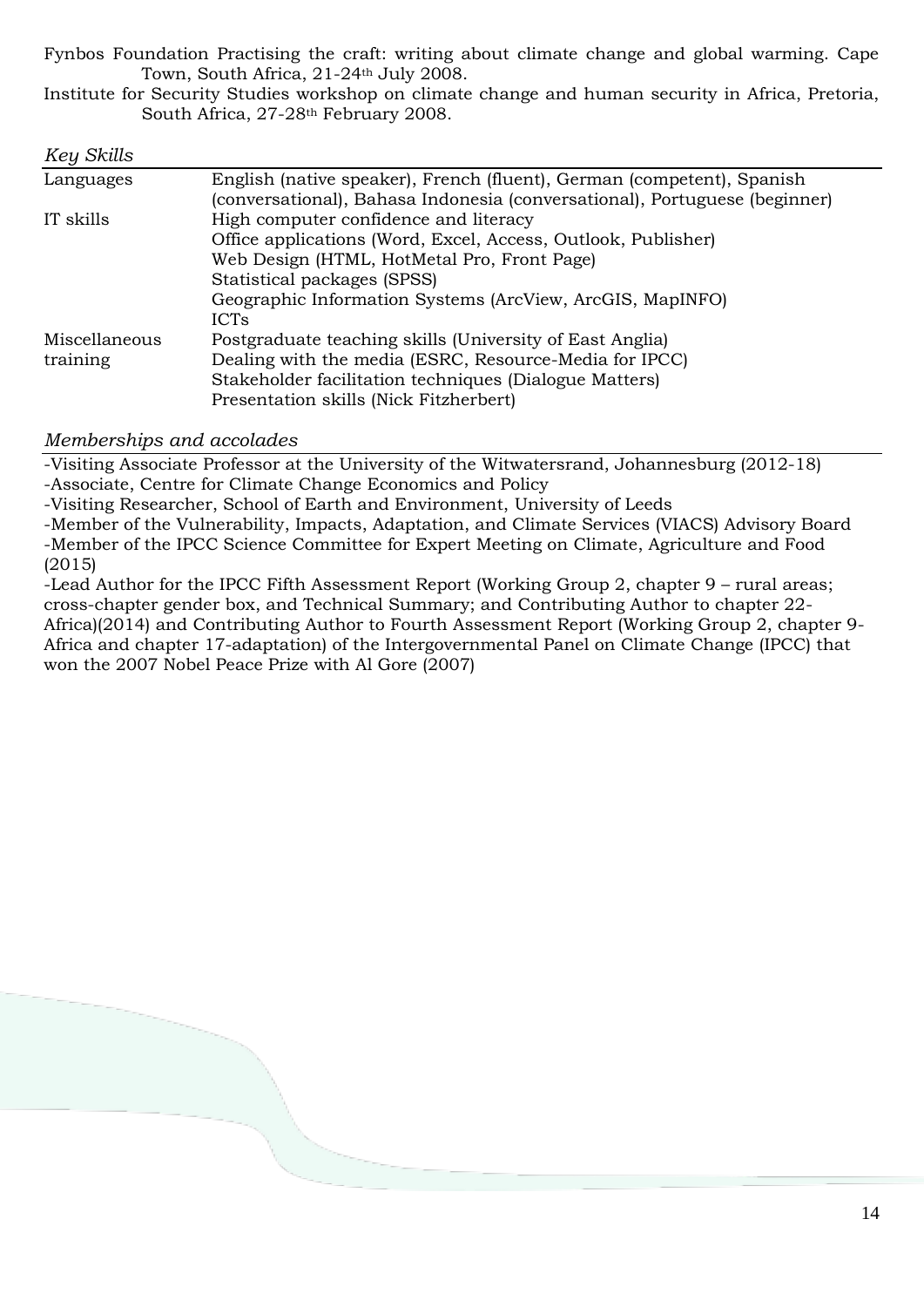Fynbos Foundation Practising the craft: writing about climate change and global warming. Cape Town, South Africa, 21-24th July 2008.

Institute for Security Studies workshop on climate change and human security in Africa, Pretoria, South Africa, 27-28th February 2008.

### *Key Skills*

| | |
|---|---|
| Languages | English (native speaker), French (fluent), German (competent), Spanish (conversational), Bahasa Indonesia (conversational), Portuguese (beginner) |
| IT skills | High computer confidence and literacy<br>Office applications (Word, Excel, Access, Outlook, Publisher)<br>Web Design (HTML, HotMetal Pro, Front Page)<br>Statistical packages (SPSS)<br>Geographic Information Systems (ArcView, ArcGIS, MapINFO)<br>ICTs |
| Miscellaneous training | Postgraduate teaching skills (University of East Anglia)<br>Dealing with the media (ESRC, Resource-Media for IPCC)<br>Stakeholder facilitation techniques (Dialogue Matters)<br>Presentation skills (Nick Fitzherbert) |

### *Memberships and accolades*

-Visiting Associate Professor at the University of the Witwatersrand, Johannesburg (2012-18)
-Associate, Centre for Climate Change Economics and Policy
-Visiting Researcher, School of Earth and Environment, University of Leeds
-Member of the Vulnerability, Impacts, Adaptation, and Climate Services (VIACS) Advisory Board
-Member of the IPCC Science Committee for Expert Meeting on Climate, Agriculture and Food (2015)
-Lead Author for the IPCC Fifth Assessment Report (Working Group 2, chapter 9 – rural areas; cross-chapter gender box, and Technical Summary; and Contributing Author to chapter 22-Africa)(2014) and Contributing Author to Fourth Assessment Report (Working Group 2, chapter 9-Africa and chapter 17-adaptation) of the Intergovernmental Panel on Climate Change (IPCC) that won the 2007 Nobel Peace Prize with Al Gore (2007)